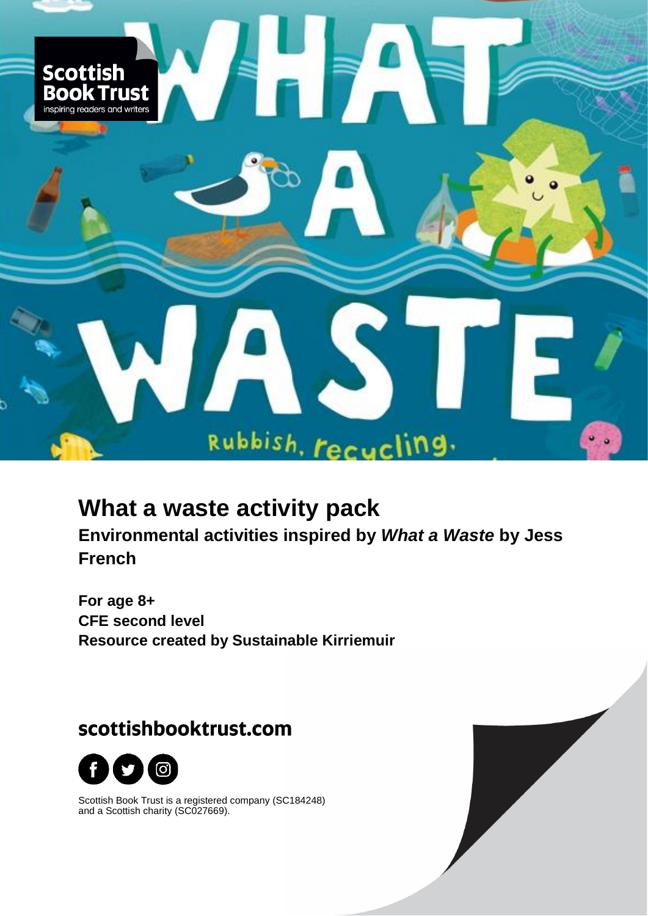# What a waste activity pack

## Environmental activities inspired by *What a Waste* by Jess French

**For age 8+**
**CFE second level**
**Resource created by Sustainable Kirriemuir**

**scottishbooktrust.com**

Scottish Book Trust is a registered company (SC184248) and a Scottish charity (SC027669).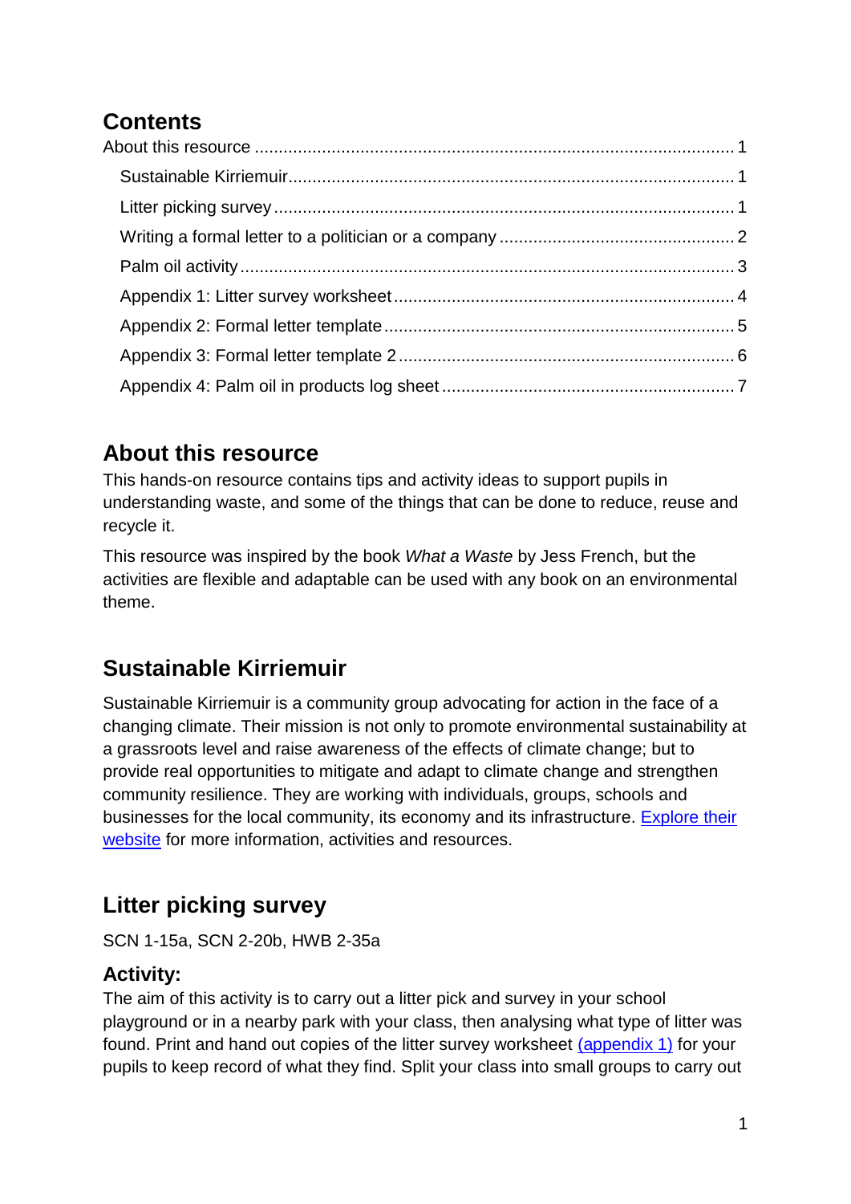## Contents

About this resource .................................................................................................. 1

Sustainable Kirriemuir.......................................................................................... 1

Litter picking survey ............................................................................................. 1

Writing a formal letter to a politician or a company ............................................... 2

Palm oil activity ..................................................................................................... 3

Appendix 1: Litter survey worksheet ..................................................................... 4

Appendix 2: Formal letter template ....................................................................... 5

Appendix 3: Formal letter template 2 .................................................................... 6

Appendix 4: Palm oil in products log sheet ........................................................... 7

## About this resource

This hands-on resource contains tips and activity ideas to support pupils in understanding waste, and some of the things that can be done to reduce, reuse and recycle it.

This resource was inspired by the book *What a Waste* by Jess French, but the activities are flexible and adaptable can be used with any book on an environmental theme.

## Sustainable Kirriemuir

Sustainable Kirriemuir is a community group advocating for action in the face of a changing climate. Their mission is not only to promote environmental sustainability at a grassroots level and raise awareness of the effects of climate change; but to provide real opportunities to mitigate and adapt to climate change and strengthen community resilience. They are working with individuals, groups, schools and businesses for the local community, its economy and its infrastructure. Explore their website for more information, activities and resources.

## Litter picking survey

SCN 1-15a, SCN 2-20b, HWB 2-35a

### Activity:

The aim of this activity is to carry out a litter pick and survey in your school playground or in a nearby park with your class, then analysing what type of litter was found. Print and hand out copies of the litter survey worksheet (appendix 1) for your pupils to keep record of what they find. Split your class into small groups to carry out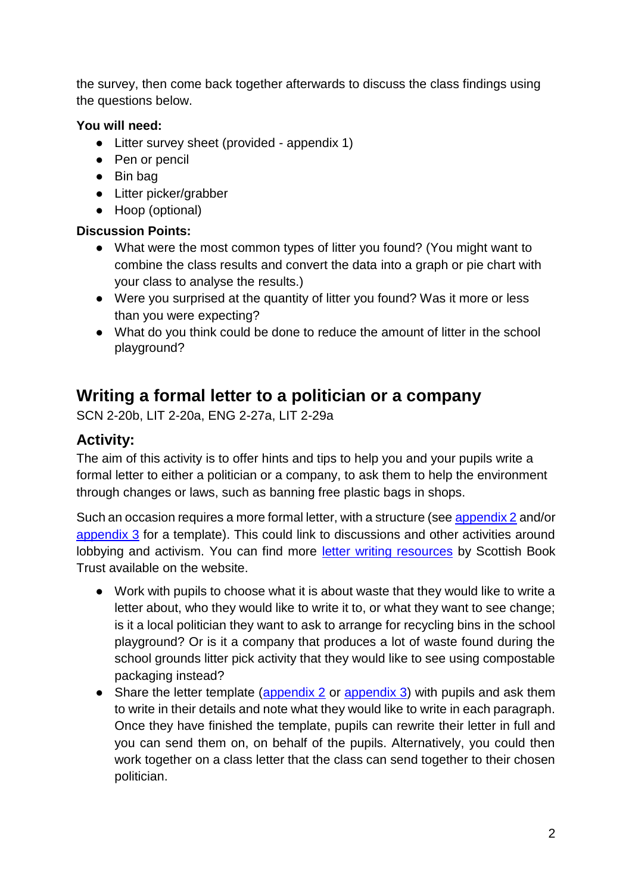the survey, then come back together afterwards to discuss the class findings using the questions below.

**You will need:**

- Litter survey sheet (provided - appendix 1)
- Pen or pencil
- Bin bag
- Litter picker/grabber
- Hoop (optional)

**Discussion Points:**

- What were the most common types of litter you found? (You might want to combine the class results and convert the data into a graph or pie chart with your class to analyse the results.)
- Were you surprised at the quantity of litter you found? Was it more or less than you were expecting?
- What do you think could be done to reduce the amount of litter in the school playground?

## Writing a formal letter to a politician or a company

SCN 2-20b, LIT 2-20a, ENG 2-27a, LIT 2-29a

### Activity:

The aim of this activity is to offer hints and tips to help you and your pupils write a formal letter to either a politician or a company, to ask them to help the environment through changes or laws, such as banning free plastic bags in shops.

Such an occasion requires a more formal letter, with a structure (see appendix 2 and/or appendix 3 for a template). This could link to discussions and other activities around lobbying and activism. You can find more letter writing resources by Scottish Book Trust available on the website.

- Work with pupils to choose what it is about waste that they would like to write a letter about, who they would like to write it to, or what they want to see change; is it a local politician they want to ask to arrange for recycling bins in the school playground? Or is it a company that produces a lot of waste found during the school grounds litter pick activity that they would like to see using compostable packaging instead?
- Share the letter template (appendix 2 or appendix 3) with pupils and ask them to write in their details and note what they would like to write in each paragraph. Once they have finished the template, pupils can rewrite their letter in full and you can send them on, on behalf of the pupils. Alternatively, you could then work together on a class letter that the class can send together to their chosen politician.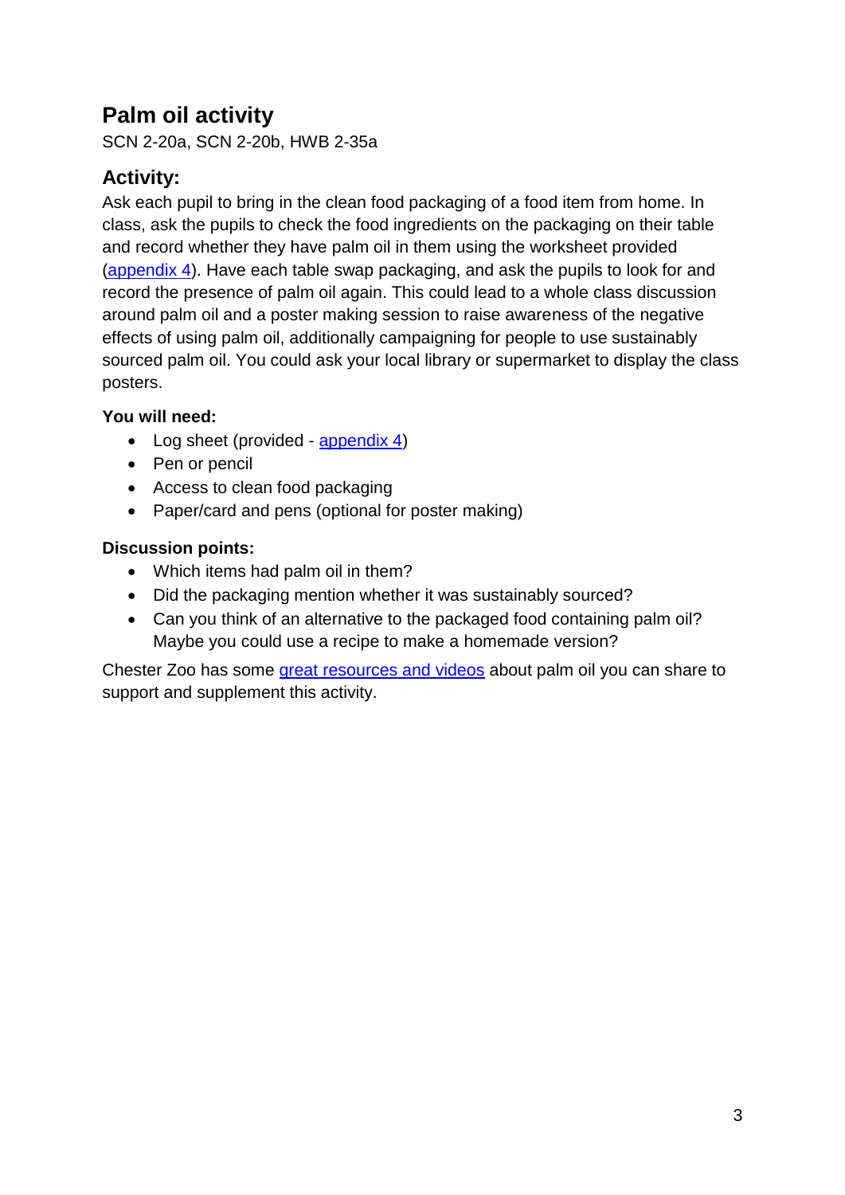## Palm oil activity

SCN 2-20a, SCN 2-20b, HWB 2-35a

### Activity:

Ask each pupil to bring in the clean food packaging of a food item from home. In class, ask the pupils to check the food ingredients on the packaging on their table and record whether they have palm oil in them using the worksheet provided (appendix 4). Have each table swap packaging, and ask the pupils to look for and record the presence of palm oil again. This could lead to a whole class discussion around palm oil and a poster making session to raise awareness of the negative effects of using palm oil, additionally campaigning for people to use sustainably sourced palm oil. You could ask your local library or supermarket to display the class posters.

**You will need:**

- Log sheet (provided - appendix 4)
- Pen or pencil
- Access to clean food packaging
- Paper/card and pens (optional for poster making)

**Discussion points:**

- Which items had palm oil in them?
- Did the packaging mention whether it was sustainably sourced?
- Can you think of an alternative to the packaged food containing palm oil? Maybe you could use a recipe to make a homemade version?

Chester Zoo has some great resources and videos about palm oil you can share to support and supplement this activity.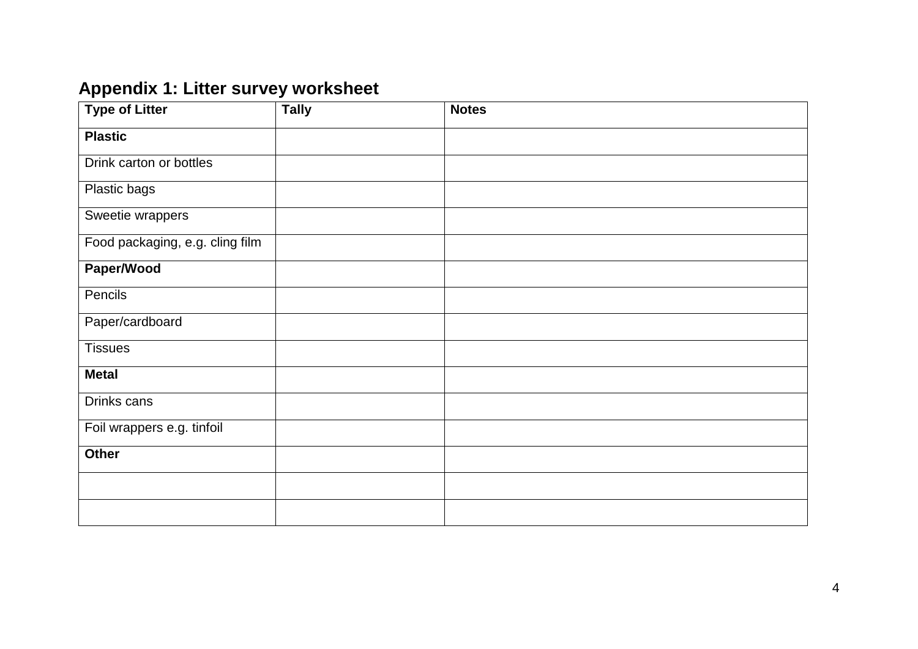## Appendix 1: Litter survey worksheet

| Type of Litter | Tally | Notes |
|---|---|---|
| **Plastic** | | |
| Drink carton or bottles | | |
| Plastic bags | | |
| Sweetie wrappers | | |
| Food packaging, e.g. cling film | | |
| **Paper/Wood** | | |
| Pencils | | |
| Paper/cardboard | | |
| Tissues | | |
| **Metal** | | |
| Drinks cans | | |
| Foil wrappers e.g. tinfoil | | |
| **Other** | | |
| | | |
| | | |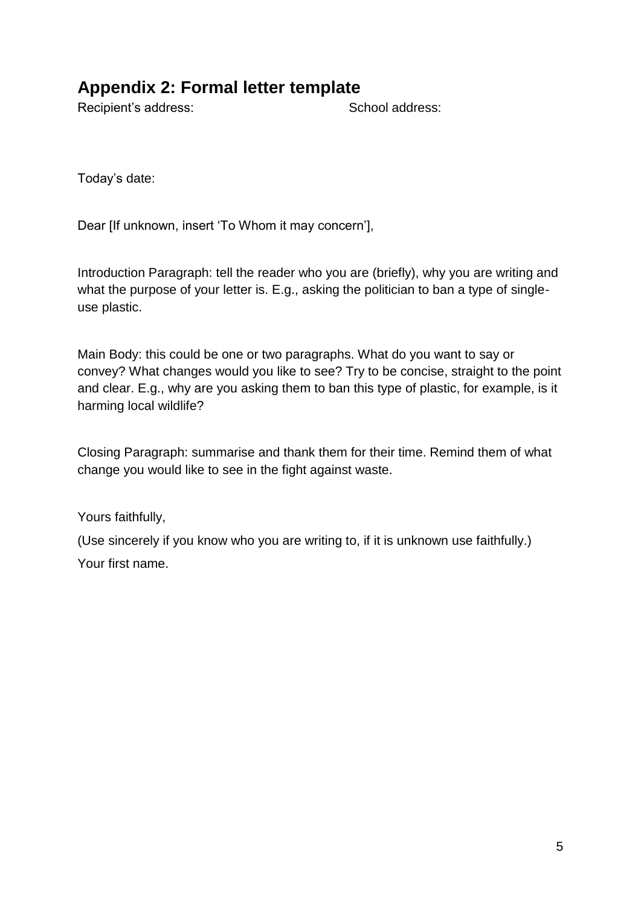## Appendix 2: Formal letter template

Recipient's address:

School address:

Today's date:

Dear [If unknown, insert 'To Whom it may concern'],

Introduction Paragraph: tell the reader who you are (briefly), why you are writing and what the purpose of your letter is. E.g., asking the politician to ban a type of single-use plastic.

Main Body: this could be one or two paragraphs. What do you want to say or convey? What changes would you like to see? Try to be concise, straight to the point and clear. E.g., why are you asking them to ban this type of plastic, for example, is it harming local wildlife?

Closing Paragraph: summarise and thank them for their time. Remind them of what change you would like to see in the fight against waste.

Yours faithfully,

(Use sincerely if you know who you are writing to, if it is unknown use faithfully.)

Your first name.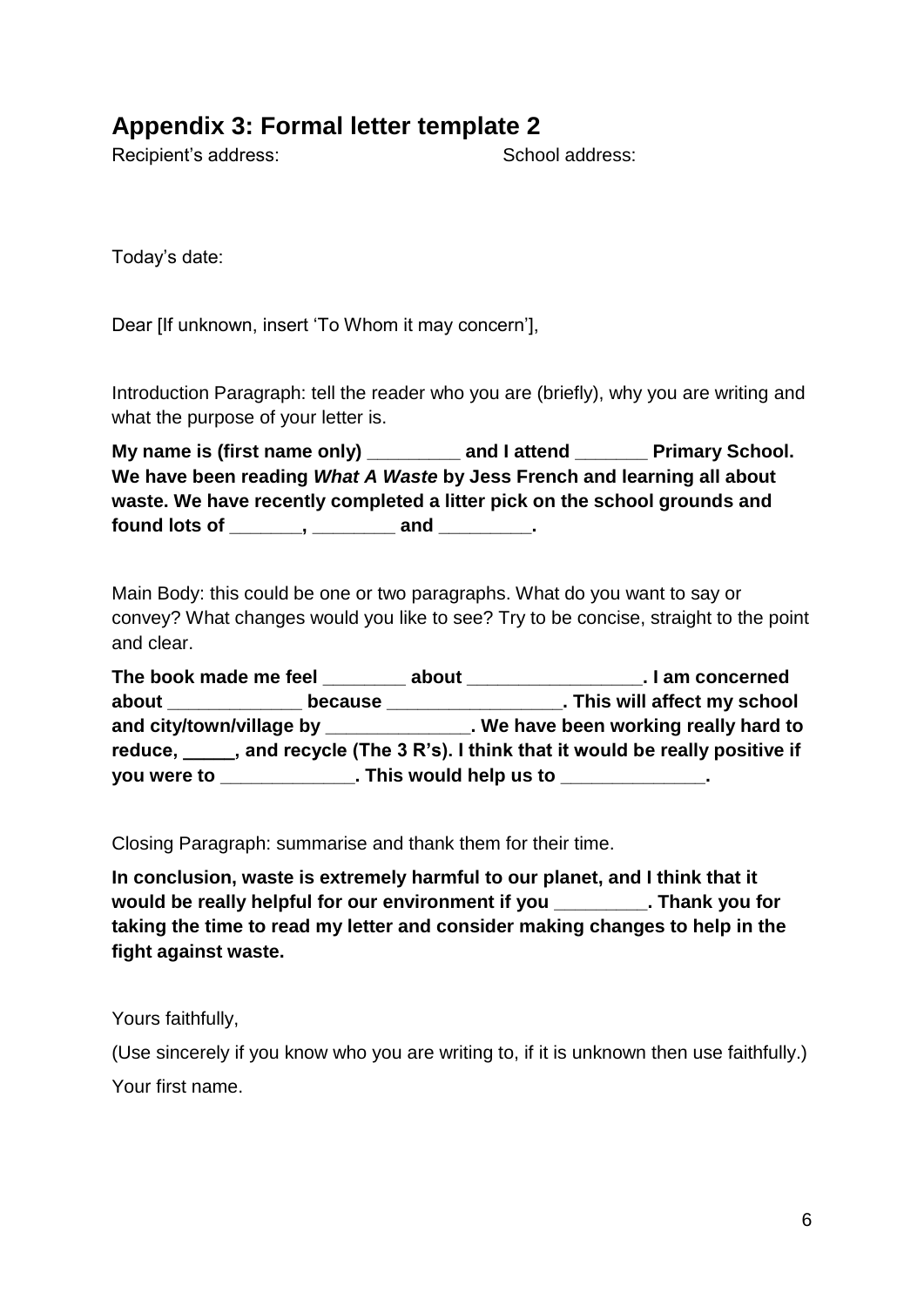## Appendix 3: Formal letter template 2

Recipient's address:

School address:

Today's date:

Dear [If unknown, insert 'To Whom it may concern'],

Introduction Paragraph: tell the reader who you are (briefly), why you are writing and what the purpose of your letter is.

**My name is (first name only) _________ and I attend _______ Primary School. We have been reading *What A Waste* by Jess French and learning all about waste. We have recently completed a litter pick on the school grounds and found lots of _______, ________ and _________.**

Main Body: this could be one or two paragraphs. What do you want to say or convey? What changes would you like to see? Try to be concise, straight to the point and clear.

**The book made me feel ________ about _________________. I am concerned about _____________ because _________________. This will affect my school and city/town/village by ______________. We have been working really hard to reduce, _____, and recycle (The 3 R's). I think that it would be really positive if you were to _____________. This would help us to ______________.**

Closing Paragraph: summarise and thank them for their time.

**In conclusion, waste is extremely harmful to our planet, and I think that it would be really helpful for our environment if you _________. Thank you for taking the time to read my letter and consider making changes to help in the fight against waste.**

Yours faithfully,

(Use sincerely if you know who you are writing to, if it is unknown then use faithfully.)

Your first name.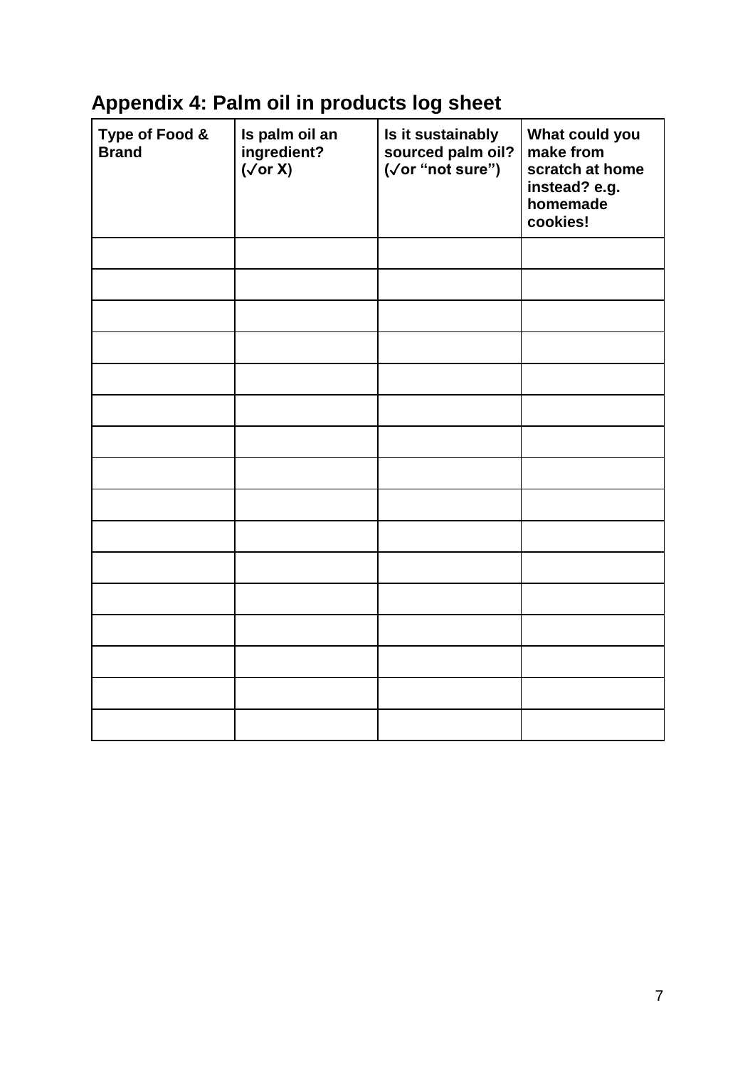## Appendix 4: Palm oil in products log sheet

| Type of Food & Brand | Is palm oil an ingredient? (✓or X) | Is it sustainably sourced palm oil? (✓or "not sure") | What could you make from scratch at home instead? e.g. homemade cookies! |
|---|---|---|---|
| | | | |
| | | | |
| | | | |
| | | | |
| | | | |
| | | | |
| | | | |
| | | | |
| | | | |
| | | | |
| | | | |
| | | | |
| | | | |
| | | | |
| | | | |
| | | | |